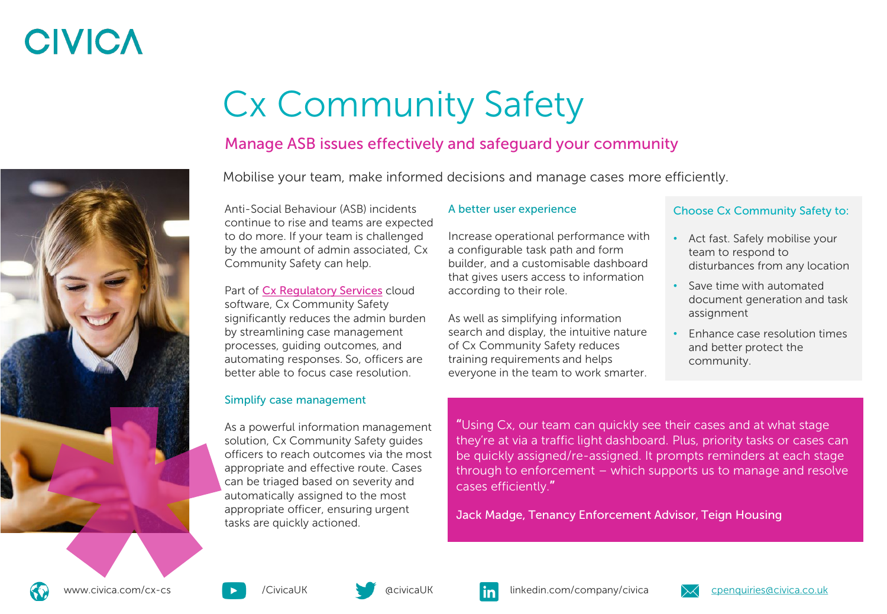CIVICA

# Cx Community Safety

## Manage ASB issues effectively and safeguard your community

Mobilise your team, make informed decisions and manage cases more efficiently.

Anti-Social Behaviour (ASB) incidents continue to rise and teams are expected to do more. If your team is challenged by the amount of admin associated, Cx Community Safety can help.

Part of [Cx Regulatory Services] cloud software, Cx Community Safety significantly reduces the admin burden by streamlining case management processes, guiding outcomes, and automating responses. So, officers are better able to focus case resolution.

### Simplify case management

As a powerful information management solution, Cx Community Safety guides officers to reach outcomes via the most appropriate and effective route. Cases can be triaged based on severity and automatically assigned to the most appropriate officer, ensuring urgent tasks are quickly actioned.

### A better user experience

Increase operational performance with a configurable task path and form builder, and a customisable dashboard that gives users access to information according to their role.

As well as simplifying information search and display, the intuitive nature of Cx Community Safety reduces training requirements and helps everyone in the team to work smarter.

### Choose Cx Community Safety to:

- Act fast. Safely mobilise your team to respond to disturbances from any location
- Save time with automated document generation and task assignment
- Enhance case resolution times and better protect the community.

> "Using Cx, our team can quickly see their cases and at what stage they're at via a traffic light dashboard. Plus, priority tasks or cases can be quickly assigned/re-assigned. It prompts reminders at each stage through to enforcement – which supports us to manage and resolve cases efficiently."
>
> Jack Madge, Tenancy Enforcement Advisor, Teign Housing

www.civica.com/cx-cs | /CivicaUK | @civicaUK | linkedin.com/company/civica | cpenquiries@civica.co.uk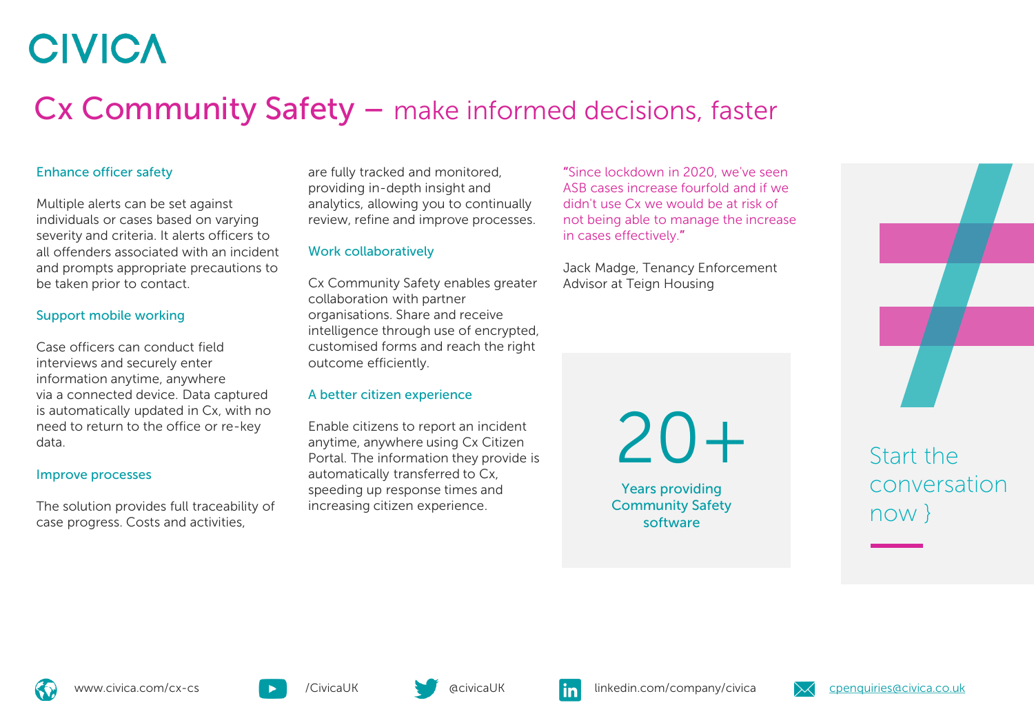# CIVICA

## Cx Community Safety – make informed decisions, faster

### Enhance officer safety

Multiple alerts can be set against individuals or cases based on varying severity and criteria. It alerts officers to all offenders associated with an incident and prompts appropriate precautions to be taken prior to contact.

### Support mobile working

Case officers can conduct field interviews and securely enter information anytime, anywhere via a connected device. Data captured is automatically updated in Cx, with no need to return to the office or re-key data.

### Improve processes

The solution provides full traceability of case progress. Costs and activities, are fully tracked and monitored, providing in-depth insight and analytics, allowing you to continually review, refine and improve processes.

### Work collaboratively

Cx Community Safety enables greater collaboration with partner organisations. Share and receive intelligence through use of encrypted, customised forms and reach the right outcome efficiently.

### A better citizen experience

Enable citizens to report an incident anytime, anywhere using Cx Citizen Portal. The information they provide is automatically transferred to Cx, speeding up response times and increasing citizen experience.

"Since lockdown in 2020, we've seen ASB cases increase fourfold and if we didn't use Cx we would be at risk of not being able to manage the increase in cases effectively."

Jack Madge, Tenancy Enforcement Advisor at Teign Housing

**20+**

Years providing Community Safety software

Start the conversation now }

www.civica.com/cx-cs

/CivicaUK

@civicaUK

linkedin.com/company/civica

cpenquiries@civica.co.uk